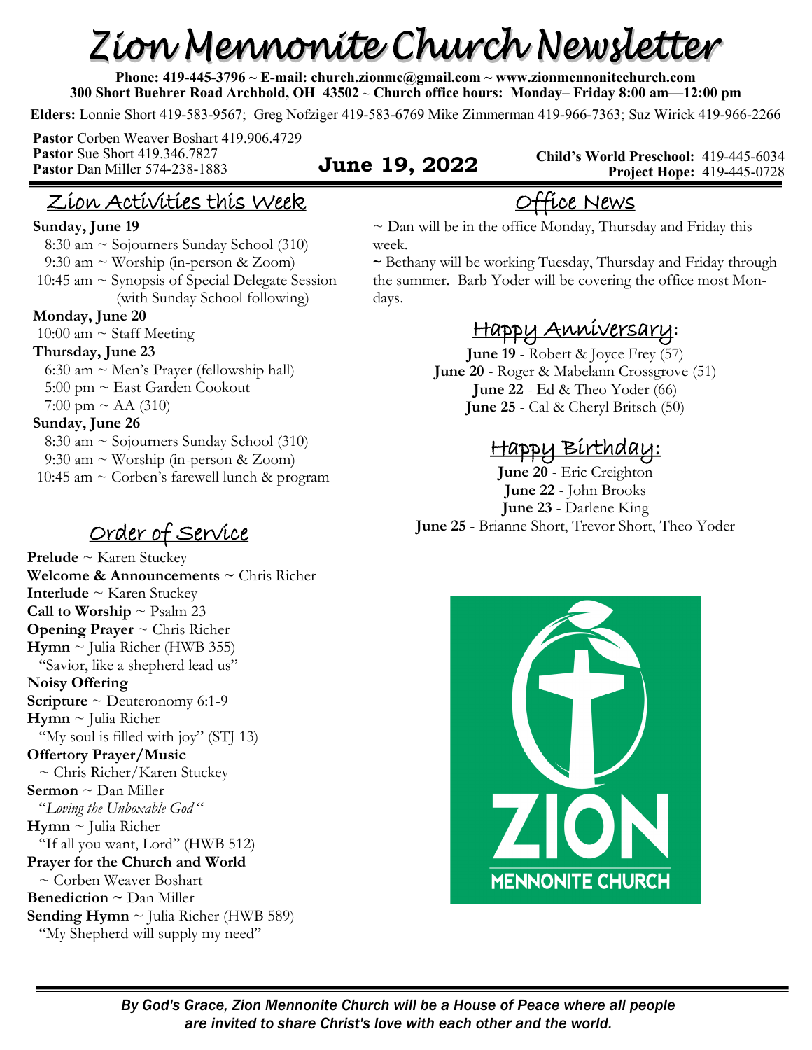# Zion Mennonite Church Newsletter

**Phone: 419-445-3796 ~ E-mail: church.zionmc@gmail.com ~ www.zionmennonitechurch.com**
**300 Short Buehrer Road Archbold, OH 43502 ~ Church office hours: Monday– Friday 8:00 am—12:00 pm**

**Elders:** Lonnie Short 419-583-9567; Greg Nofziger 419-583-6769 Mike Zimmerman 419-966-7363; Suz Wirick 419-966-2266

**Pastor** Corben Weaver Boshart 419.906.4729
**Pastor** Sue Short 419.346.7827
**Pastor** Dan Miller 574-238-1883

**June 19, 2022**

**Child's World Preschool:** 419-445-6034
**Project Hope:** 419-445-0728

## Zion Activities this Week

**Sunday, June 19**
- 8:30 am ~ Sojourners Sunday School (310)
- 9:30 am ~ Worship (in-person & Zoom)
- 10:45 am ~ Synopsis of Special Delegate Session (with Sunday School following)

**Monday, June 20**
- 10:00 am ~ Staff Meeting

**Thursday, June 23**
- 6:30 am ~ Men's Prayer (fellowship hall)
- 5:00 pm ~ East Garden Cookout
- 7:00 pm ~ AA (310)

**Sunday, June 26**
- 8:30 am ~ Sojourners Sunday School (310)
- 9:30 am ~ Worship (in-person & Zoom)
- 10:45 am ~ Corben's farewell lunch & program

## Order of Service

**Prelude** ~ Karen Stuckey
**Welcome & Announcements ~** Chris Richer
**Interlude** ~ Karen Stuckey
**Call to Worship** ~ Psalm 23
**Opening Prayer** ~ Chris Richer
**Hymn** ~ Julia Richer (HWB 355)
"Savior, like a shepherd lead us"
**Noisy Offering**
**Scripture** ~ Deuteronomy 6:1-9
**Hymn** ~ Julia Richer
"My soul is filled with joy" (STJ 13)
**Offertory Prayer/Music**
~ Chris Richer/Karen Stuckey
**Sermon** ~ Dan Miller
"*Loving the Unboxable God*"
**Hymn** ~ Julia Richer
"If all you want, Lord" (HWB 512)
**Prayer for the Church and World**
~ Corben Weaver Boshart
**Benediction ~** Dan Miller
**Sending Hymn** ~ Julia Richer (HWB 589)
"My Shepherd will supply my need"

## Office News

~ Dan will be in the office Monday, Thursday and Friday this week.

~ Bethany will be working Tuesday, Thursday and Friday through the summer. Barb Yoder will be covering the office most Mondays.

## Happy Anniversary:

**June 19** - Robert & Joyce Frey (57)
**June 20** - Roger & Mabelann Crossgrove (51)
**June 22** - Ed & Theo Yoder (66)
**June 25** - Cal & Cheryl Britsch (50)

## Happy Birthday:

**June 20** - Eric Creighton
**June 22** - John Brooks
**June 23** - Darlene King
**June 25** - Brianne Short, Trevor Short, Theo Yoder

ZION MENNONITE CHURCH

*By God's Grace, Zion Mennonite Church will be a House of Peace where all people are invited to share Christ's love with each other and the world.*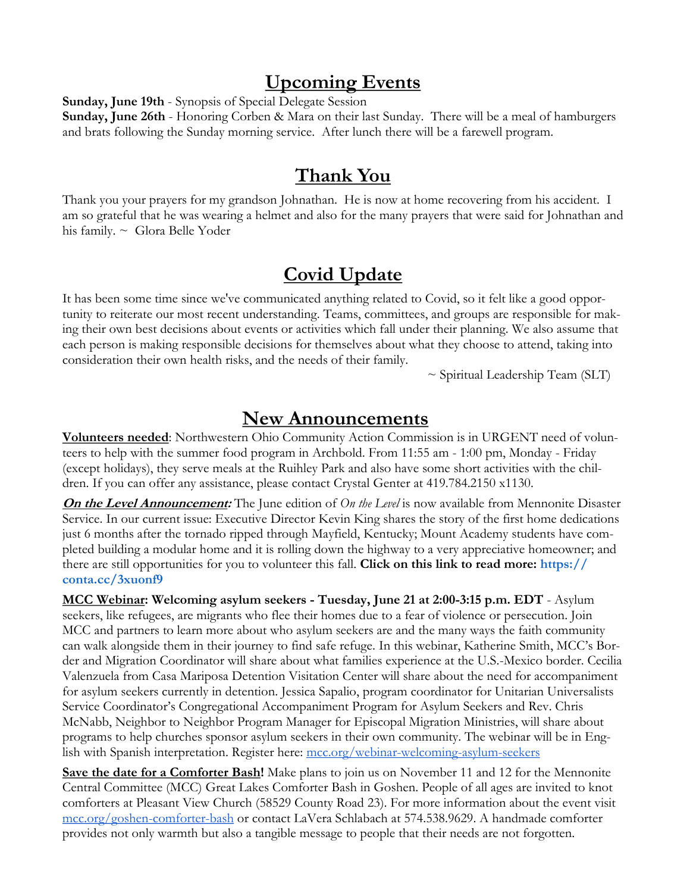## Upcoming Events

**Sunday, June 19th** - Synopsis of Special Delegate Session

**Sunday, June 26th** - Honoring Corben & Mara on their last Sunday. There will be a meal of hamburgers and brats following the Sunday morning service. After lunch there will be a farewell program.

## Thank You

Thank you your prayers for my grandson Johnathan. He is now at home recovering from his accident. I am so grateful that he was wearing a helmet and also for the many prayers that were said for Johnathan and his family. ~ Glora Belle Yoder

## Covid Update

It has been some time since we've communicated anything related to Covid, so it felt like a good opportunity to reiterate our most recent understanding. Teams, committees, and groups are responsible for making their own best decisions about events or activities which fall under their planning. We also assume that each person is making responsible decisions for themselves about what they choose to attend, taking into consideration their own health risks, and the needs of their family.

~ Spiritual Leadership Team (SLT)

## New Announcements

**Volunteers needed**: Northwestern Ohio Community Action Commission is in URGENT need of volunteers to help with the summer food program in Archbold. From 11:55 am - 1:00 pm, Monday - Friday (except holidays), they serve meals at the Ruihley Park and also have some short activities with the children. If you can offer any assistance, please contact Crystal Genter at 419.784.2150 x1130.

***On the Level Announcement:*** The June edition of *On the Level* is now available from Mennonite Disaster Service. In our current issue: Executive Director Kevin King shares the story of the first home dedications just 6 months after the tornado ripped through Mayfield, Kentucky; Mount Academy students have completed building a modular home and it is rolling down the highway to a very appreciative homeowner; and there are still opportunities for you to volunteer this fall. **Click on this link to read more: https://conta.cc/3xuonf9**

**MCC Webinar: Welcoming asylum seekers - Tuesday, June 21 at 2:00-3:15 p.m. EDT** - Asylum seekers, like refugees, are migrants who flee their homes due to a fear of violence or persecution. Join MCC and partners to learn more about who asylum seekers are and the many ways the faith community can walk alongside them in their journey to find safe refuge. In this webinar, Katherine Smith, MCC's Border and Migration Coordinator will share about what families experience at the U.S.-Mexico border. Cecilia Valenzuela from Casa Mariposa Detention Visitation Center will share about the need for accompaniment for asylum seekers currently in detention. Jessica Sapalio, program coordinator for Unitarian Universalists Service Coordinator's Congregational Accompaniment Program for Asylum Seekers and Rev. Chris McNabb, Neighbor to Neighbor Program Manager for Episcopal Migration Ministries, will share about programs to help churches sponsor asylum seekers in their own community. The webinar will be in English with Spanish interpretation. Register here: mcc.org/webinar-welcoming-asylum-seekers

**Save the date for a Comforter Bash!** Make plans to join us on November 11 and 12 for the Mennonite Central Committee (MCC) Great Lakes Comforter Bash in Goshen. People of all ages are invited to knot comforters at Pleasant View Church (58529 County Road 23). For more information about the event visit mcc.org/goshen-comforter-bash or contact LaVera Schlabach at 574.538.9629. A handmade comforter provides not only warmth but also a tangible message to people that their needs are not forgotten.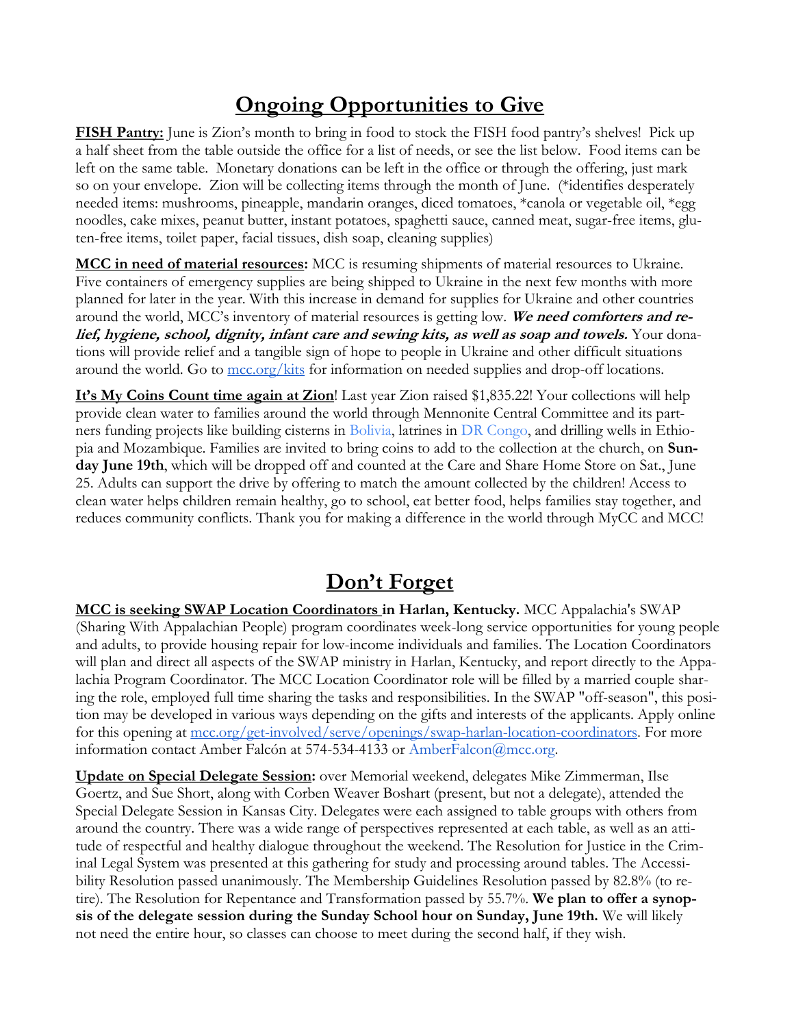# Ongoing Opportunities to Give

**FISH Pantry:** June is Zion's month to bring in food to stock the FISH food pantry's shelves! Pick up a half sheet from the table outside the office for a list of needs, or see the list below. Food items can be left on the same table. Monetary donations can be left in the office or through the offering, just mark so on your envelope. Zion will be collecting items through the month of June. (*identifies desperately needed items: mushrooms, pineapple, mandarin oranges, diced tomatoes, *canola or vegetable oil, *egg noodles, cake mixes, peanut butter, instant potatoes, spaghetti sauce, canned meat, sugar-free items, gluten-free items, toilet paper, facial tissues, dish soap, cleaning supplies)

**MCC in need of material resources:** MCC is resuming shipments of material resources to Ukraine. Five containers of emergency supplies are being shipped to Ukraine in the next few months with more planned for later in the year. With this increase in demand for supplies for Ukraine and other countries around the world, MCC's inventory of material resources is getting low. ***We need comforters and relief, hygiene, school, dignity, infant care and sewing kits, as well as soap and towels.*** Your donations will provide relief and a tangible sign of hope to people in Ukraine and other difficult situations around the world. Go to mcc.org/kits for information on needed supplies and drop-off locations.

**It's My Coins Count time again at Zion**! Last year Zion raised $1,835.22! Your collections will help provide clean water to families around the world through Mennonite Central Committee and its partners funding projects like building cisterns in Bolivia, latrines in DR Congo, and drilling wells in Ethiopia and Mozambique. Families are invited to bring coins to add to the collection at the church, on **Sunday June 19th**, which will be dropped off and counted at the Care and Share Home Store on Sat., June 25. Adults can support the drive by offering to match the amount collected by the children! Access to clean water helps children remain healthy, go to school, eat better food, helps families stay together, and reduces community conflicts. Thank you for making a difference in the world through MyCC and MCC!

# Don't Forget

**MCC is seeking SWAP Location Coordinators in Harlan, Kentucky.** MCC Appalachia's SWAP (Sharing With Appalachian People) program coordinates week-long service opportunities for young people and adults, to provide housing repair for low-income individuals and families. The Location Coordinators will plan and direct all aspects of the SWAP ministry in Harlan, Kentucky, and report directly to the Appalachia Program Coordinator. The MCC Location Coordinator role will be filled by a married couple sharing the role, employed full time sharing the tasks and responsibilities. In the SWAP "off-season", this position may be developed in various ways depending on the gifts and interests of the applicants. Apply online for this opening at mcc.org/get-involved/serve/openings/swap-harlan-location-coordinators. For more information contact Amber Falcón at 574-534-4133 or AmberFalcon@mcc.org.

**Update on Special Delegate Session:** over Memorial weekend, delegates Mike Zimmerman, Ilse Goertz, and Sue Short, along with Corben Weaver Boshart (present, but not a delegate), attended the Special Delegate Session in Kansas City. Delegates were each assigned to table groups with others from around the country. There was a wide range of perspectives represented at each table, as well as an attitude of respectful and healthy dialogue throughout the weekend. The Resolution for Justice in the Criminal Legal System was presented at this gathering for study and processing around tables. The Accessibility Resolution passed unanimously. The Membership Guidelines Resolution passed by 82.8% (to retire). The Resolution for Repentance and Transformation passed by 55.7%. **We plan to offer a synopsis of the delegate session during the Sunday School hour on Sunday, June 19th.** We will likely not need the entire hour, so classes can choose to meet during the second half, if they wish.